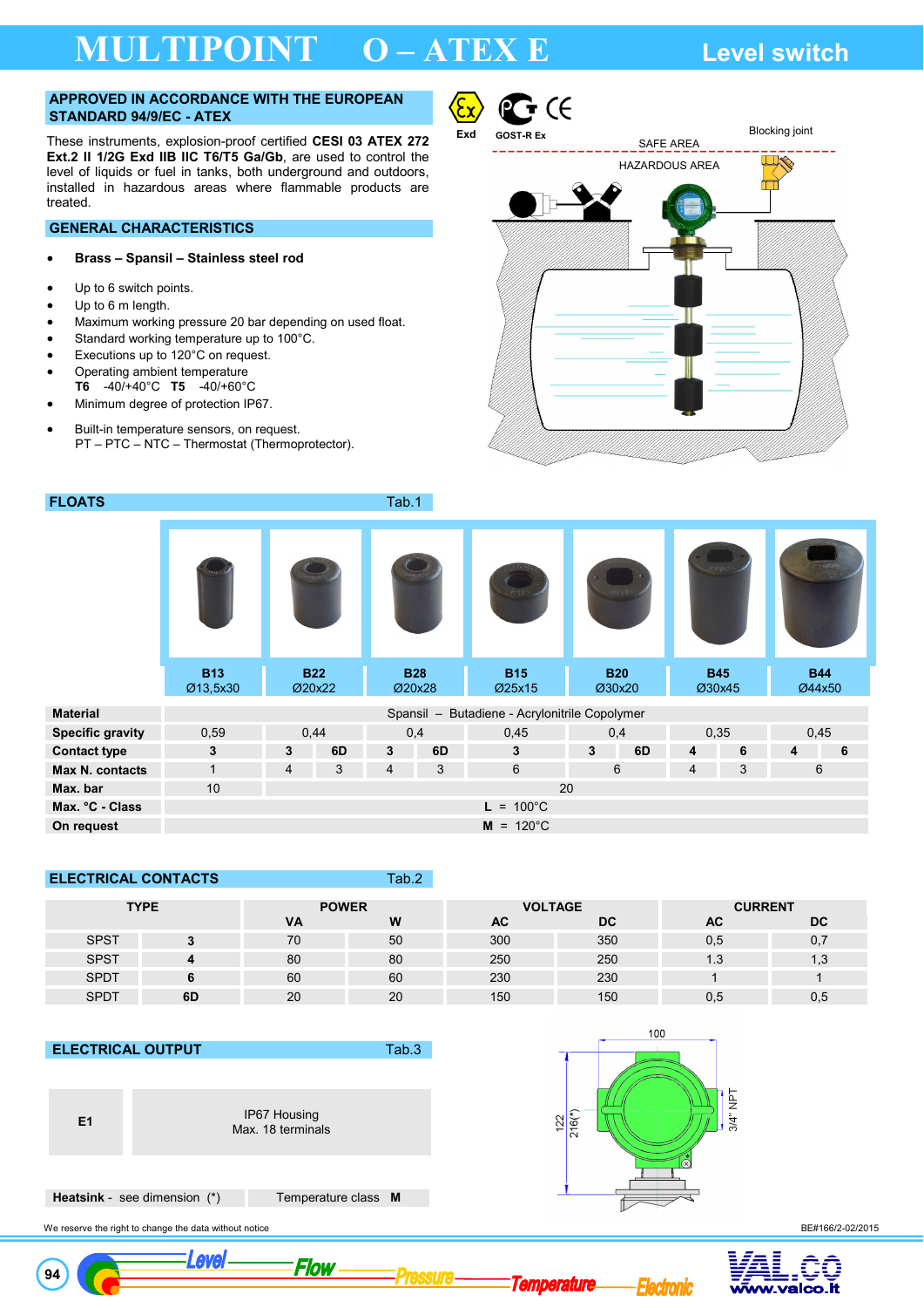# MULTIPOINT O – ATEX E

Level switch

## APPROVED IN ACCORDANCE WITH THE EUROPEAN STANDARD 94/9/EC - ATEX

These instruments, explosion-proof certified **CESI 03 ATEX 272 Ext.2 II 1/2G Exd IIB IIC T6/T5 Ga/Gb**, are used to control the level of liquids or fuel in tanks, both underground and outdoors, installed in hazardous areas where flammable products are treated.

Exd    GOST-R Ex

SAFE AREA    Blocking joint

HAZARDOUS AREA

## GENERAL CHARACTERISTICS

- **Brass – Spansil – Stainless steel rod**

- Up to 6 switch points.
- Up to 6 m length.
- Maximum working pressure 20 bar depending on used float.
- Standard working temperature up to 100°C.
- Executions up to 120°C on request.
- Operating ambient temperature
  **T6** -40/+40°C **T5** -40/+60°C
- Minimum degree of protection IP67.

- Built-in temperature sensors, on request.
  PT – PTC – NTC – Thermostat (Thermoprotector).

## FLOATS Tab.1

| | B13 Ø13,5x30 | B22 Ø20x22 | | B28 Ø20x28 | | B15 Ø25x15 | B20 Ø30x20 | | B45 Ø30x45 | | B44 Ø44x50 | |
|---|---|---|---|---|---|---|---|---|---|---|---|---|
| **Material** | Spansil – Butadiene - Acrylonitrile Copolymer | | | | | | | | | | | |
| **Specific gravity** | 0,59 | 0,44 | | 0,4 | | 0,45 | 0,4 | | 0,35 | | 0,45 | |
| **Contact type** | 3 | 3 | 6D | 3 | 6D | 3 | 3 | 6D | 4 | 6 | 4 | 6 |
| **Max N. contacts** | 1 | 4 | 3 | 4 | 3 | 6 | 6 | | 4 | 3 | 6 | |
| **Max. bar** | 10 | 20 | | | | | | | | | | |
| **Max. °C - Class** | L = 100°C | | | | | | | | | | | |
| **On request** | M = 120°C | | | | | | | | | | | |

## ELECTRICAL CONTACTS Tab.2

| TYPE | | POWER VA | POWER W | VOLTAGE AC | VOLTAGE DC | CURRENT AC | CURRENT DC |
|---|---|---|---|---|---|---|---|
| SPST | **3** | 70 | 50 | 300 | 350 | 0,5 | 0,7 |
| SPST | **4** | 80 | 80 | 250 | 250 | 1.3 | 1,3 |
| SPDT | **6** | 60 | 60 | 230 | 230 | 1 | 1 |
| SPDT | **6D** | 20 | 20 | 150 | 150 | 0,5 | 0,5 |

## ELECTRICAL OUTPUT Tab.3

| | |
|---|---|
| **E1** | IP67 Housing<br>Max. 18 terminals |
| **Heatsink** - see dimension (*) | Temperature class **M** |

100

122 216(*)

3/4" NPT

We reserve the right to change the data without notice

BE#166/2-02/2015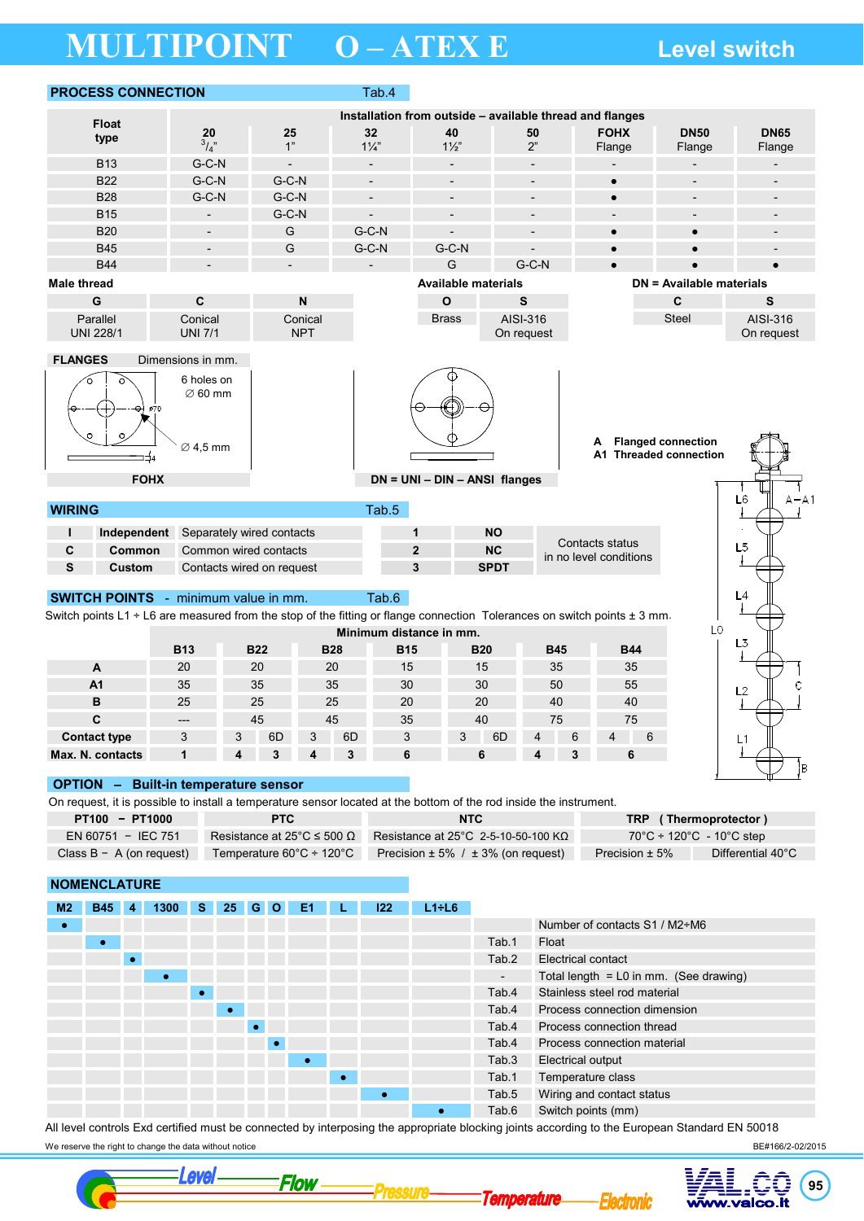# MULTIPOINT O – ATEX E

## Level switch

### PROCESS CONNECTION — Tab.4

| Float type | 20 ¾" | 25 1" | 32 1¼" | 40 1½" | 50 2" | FOHX Flange | DN50 Flange | DN65 Flange |
|---|---|---|---|---|---|---|---|---|
| | Installation from outside – available thread and flanges | | | | | | | |
| B13 | G-C-N | - | - | - | - | - | - | - |
| B22 | G-C-N | G-C-N | - | - | - | • | - | - |
| B28 | G-C-N | G-C-N | - | - | - | • | - | - |
| B15 | - | G-C-N | - | - | - | - | - | - |
| B20 | - | G | G-C-N | - | - | • | • | - |
| B45 | - | G | G-C-N | G-C-N | - | • | • | - |
| B44 | - | - | - | G | G-C-N | • | • | • |

**Male thread**

| G | C | N |
|---|---|---|
| Parallel UNI 228/1 | Conical UNI 7/1 | Conical NPT |

**Available materials**

| O | S |
|---|---|
| Brass | AISI-316 On request |

**DN = Available materials**

| C | S |
|---|---|
| Steel | AISI-316 On request |

### FLANGES — Dimensions in mm.

6 holes on ∅ 60 mm

∅70

∅ 4,5 mm

4

FOHX

DN = UNI – DIN – ANSI flanges

**A** Flanged connection
**A1** Threaded connection

L6, L5, L4, L3, L2, L1, L0, A – A1, C, B

### WIRING — Tab.5

| | | | | | |
|---|---|---|---|---|---|
| I | Independent | Separately wired contacts | 1 | NO | Contacts status in no level conditions |
| C | Common | Common wired contacts | 2 | NC | |
| S | Custom | Contacts wired on request | 3 | SPDT | |

### SWITCH POINTS - minimum value in mm. — Tab.6

Switch points L1 ÷ L6 are measured from the stop of the fitting or flange connection Tolerances on switch points ± 3 mm.

| | B13 | B22 | | B28 | | B15 | B20 | | B45 | | B44 | |
|---|---|---|---|---|---|---|---|---|---|---|---|---|
| | Minimum distance in mm. | | | | | | | | | | | |
| A | 20 | 20 | | 20 | | 15 | 15 | | 35 | | 35 | |
| A1 | 35 | 35 | | 35 | | 30 | 30 | | 50 | | 55 | |
| B | 25 | 25 | | 25 | | 20 | 20 | | 40 | | 40 | |
| C | --- | 45 | | 45 | | 35 | 40 | | 75 | | 75 | |
| Contact type | 3 | 3 | 6D | 3 | 6D | 3 | 3 | 6D | 4 | 6 | 4 | 6 |
| Max. N. contacts | 1 | 4 | 3 | 4 | 3 | 6 | 6 | | 4 | 3 | 6 | |

### OPTION – Built-in temperature sensor

On request, it is possible to install a temperature sensor located at the bottom of the rod inside the instrument.

| PT100 – PT1000 | PTC | NTC | TRP ( Thermoprotector ) | |
|---|---|---|---|---|
| EN 60751 – IEC 751 | Resistance at 25°C ≤ 500 Ω | Resistance at 25°C 2-5-10-50-100 KΩ | 70°C ÷ 120°C - 10°C step | |
| Class B – A (on request) | Temperature 60°C ÷ 120°C | Precision ± 5% / ± 3% (on request) | Precision ± 5% | Differential 40°C |

### NOMENCLATURE

| M2 | B45 | 4 | 1300 | S | 25 | G | O | E1 | L | I22 | L1÷L6 | | |
|---|---|---|---|---|---|---|---|---|---|---|---|---|---|
| • | | | | | | | | | | | | | Number of contacts S1 / M2÷M6 |
| | • | | | | | | | | | | | Tab.1 | Float |
| | | • | | | | | | | | | | Tab.2 | Electrical contact |
| | | | • | | | | | | | | | - | Total length = L0 in mm. (See drawing) |
| | | | | • | | | | | | | | Tab.4 | Stainless steel rod material |
| | | | | | • | | | | | | | Tab.4 | Process connection dimension |
| | | | | | | • | | | | | | Tab.4 | Process connection thread |
| | | | | | | | • | | | | | Tab.4 | Process connection material |
| | | | | | | | | • | | | | Tab.3 | Electrical output |
| | | | | | | | | | • | | | Tab.1 | Temperature class |
| | | | | | | | | | | • | | Tab.5 | Wiring and contact status |
| | | | | | | | | | | | • | Tab.6 | Switch points (mm) |

All level controls Exd certified must be connected by interposing the appropriate blocking joints according to the European Standard EN 50018

We reserve the right to change the data without notice

BE#166/2-02/2015

Level Flow Pressure Temperature Electronic

VALCO www.valco.it